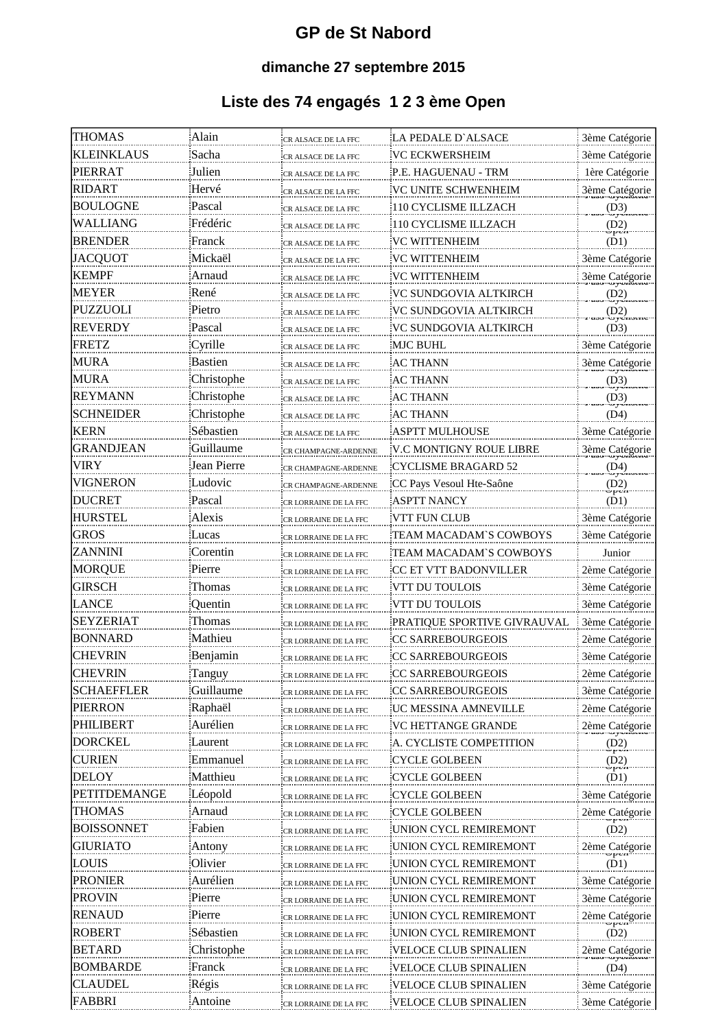# GP de St Nabord

### dimanche 27 septembre 2015

### Liste des 74 engagés 1 2 3 ème Open

| | | | | |
|---|---|---|---|---|
| THOMAS | Alain | CR ALSACE DE LA FFC | LA PEDALE D`ALSACE | 3ème Catégorie |
| KLEINKLAUS | Sacha | CR ALSACE DE LA FFC | VC ECKWERSHEIM | 3ème Catégorie |
| PIERRAT | Julien | CR ALSACE DE LA FFC | P.E. HAGUENAU - TRM | 1ère Catégorie |
| RIDART | Hervé | CR ALSACE DE LA FFC | VC UNITE SCHWENHEIM | 3ème Catégorie |
| BOULOGNE | Pascal | CR ALSACE DE LA FFC | 110 CYCLISME ILLZACH | Pass Cyclisme (D3) |
| WALLIANG | Frédéric | CR ALSACE DE LA FFC | 110 CYCLISME ILLZACH | Pass Cyclisme (D2) |
| BRENDER | Franck | CR ALSACE DE LA FFC | VC WITTENHEIM | Open (D1) |
| JACQUOT | Mickaël | CR ALSACE DE LA FFC | VC WITTENHEIM | 3ème Catégorie |
| KEMPF | Arnaud | CR ALSACE DE LA FFC | VC WITTENHEIM | 3ème Catégorie |
| MEYER | René | CR ALSACE DE LA FFC | VC SUNDGOVIA ALTKIRCH | Pass Cyclisme (D2) |
| PUZZUOLI | Pietro | CR ALSACE DE LA FFC | VC SUNDGOVIA ALTKIRCH | Pass Cyclisme (D2) |
| REVERDY | Pascal | CR ALSACE DE LA FFC | VC SUNDGOVIA ALTKIRCH | Pass Cyclisme (D3) |
| FRETZ | Cyrille | CR ALSACE DE LA FFC | MJC BUHL | 3ème Catégorie |
| MURA | Bastien | CR ALSACE DE LA FFC | AC THANN | 3ème Catégorie |
| MURA | Christophe | CR ALSACE DE LA FFC | AC THANN | Pass Cyclisme (D3) |
| REYMANN | Christophe | CR ALSACE DE LA FFC | AC THANN | Pass Cyclisme (D3) |
| SCHNEIDER | Christophe | CR ALSACE DE LA FFC | AC THANN | Pass Cyclisme (D4) |
| KERN | Sébastien | CR ALSACE DE LA FFC | ASPTT MULHOUSE | 3ème Catégorie |
| GRANDJEAN | Guillaume | CR CHAMPAGNE-ARDENNE | V.C MONTIGNY ROUE LIBRE | 3ème Catégorie |
| VIRY | Jean Pierre | CR CHAMPAGNE-ARDENNE | CYCLISME BRAGARD 52 | Pass Cyclisme (D4) |
| VIGNERON | Ludovic | CR CHAMPAGNE-ARDENNE | CC Pays Vesoul Hte-Saône | Pass Cyclisme (D2) |
| DUCRET | Pascal | CR LORRAINE DE LA FFC | ASPTT NANCY | Open (D1) |
| HURSTEL | Alexis | CR LORRAINE DE LA FFC | VTT FUN CLUB | 3ème Catégorie |
| GROS | Lucas | CR LORRAINE DE LA FFC | TEAM MACADAM`S COWBOYS | 3ème Catégorie |
| ZANNINI | Corentin | CR LORRAINE DE LA FFC | TEAM MACADAM`S COWBOYS | Junior |
| MORQUE | Pierre | CR LORRAINE DE LA FFC | CC ET VTT BADONVILLER | 2ème Catégorie |
| GIRSCH | Thomas | CR LORRAINE DE LA FFC | VTT DU TOULOIS | 3ème Catégorie |
| LANCE | Quentin | CR LORRAINE DE LA FFC | VTT DU TOULOIS | 3ème Catégorie |
| SEYZERIAT | Thomas | CR LORRAINE DE LA FFC | PRATIQUE SPORTIVE GIVRAUVAL | 3ème Catégorie |
| BONNARD | Mathieu | CR LORRAINE DE LA FFC | CC SARREBOURGEOIS | 2ème Catégorie |
| CHEVRIN | Benjamin | CR LORRAINE DE LA FFC | CC SARREBOURGEOIS | 3ème Catégorie |
| CHEVRIN | Tanguy | CR LORRAINE DE LA FFC | CC SARREBOURGEOIS | 2ème Catégorie |
| SCHAEFFLER | Guillaume | CR LORRAINE DE LA FFC | CC SARREBOURGEOIS | 3ème Catégorie |
| PIERRON | Raphaël | CR LORRAINE DE LA FFC | UC MESSINA AMNEVILLE | 2ème Catégorie |
| PHILIBERT | Aurélien | CR LORRAINE DE LA FFC | VC HETTANGE GRANDE | 2ème Catégorie |
| DORCKEL | Laurent | CR LORRAINE DE LA FFC | A. CYCLISTE COMPETITION | Pass Cyclisme (D2) |
| CURIEN | Emmanuel | CR LORRAINE DE LA FFC | CYCLE GOLBEEN | Open (D2) |
| DELOY | Matthieu | CR LORRAINE DE LA FFC | CYCLE GOLBEEN | Open (D1) |
| PETITDEMANGE | Léopold | CR LORRAINE DE LA FFC | CYCLE GOLBEEN | 3ème Catégorie |
| THOMAS | Arnaud | CR LORRAINE DE LA FFC | CYCLE GOLBEEN | 2ème Catégorie |
| BOISSONNET | Fabien | CR LORRAINE DE LA FFC | UNION CYCL REMIREMONT | Open (D2) |
| GIURIATO | Antony | CR LORRAINE DE LA FFC | UNION CYCL REMIREMONT | 2ème Catégorie |
| LOUIS | Olivier | CR LORRAINE DE LA FFC | UNION CYCL REMIREMONT | Open (D1) |
| PRONIER | Aurélien | CR LORRAINE DE LA FFC | UNION CYCL REMIREMONT | 3ème Catégorie |
| PROVIN | Pierre | CR LORRAINE DE LA FFC | UNION CYCL REMIREMONT | 3ème Catégorie |
| RENAUD | Pierre | CR LORRAINE DE LA FFC | UNION CYCL REMIREMONT | 2ème Catégorie |
| ROBERT | Sébastien | CR LORRAINE DE LA FFC | UNION CYCL REMIREMONT | Open (D2) |
| BETARD | Christophe | CR LORRAINE DE LA FFC | VELOCE CLUB SPINALIEN | 2ème Catégorie |
| BOMBARDE | Franck | CR LORRAINE DE LA FFC | VELOCE CLUB SPINALIEN | Pass Cyclisme (D4) |
| CLAUDEL | Régis | CR LORRAINE DE LA FFC | VELOCE CLUB SPINALIEN | 3ème Catégorie |
| FABBRI | Antoine | CR LORRAINE DE LA FFC | VELOCE CLUB SPINALIEN | 3ème Catégorie |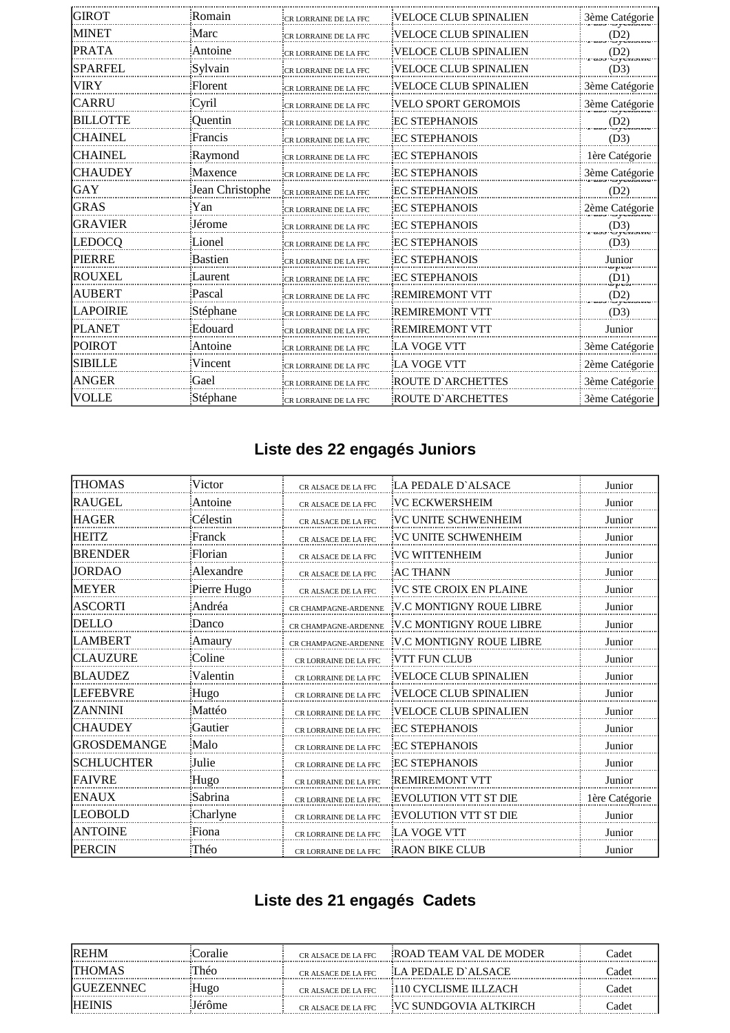| | | | | |
|---|---|---|---|---|
| GIROT | Romain | CR LORRAINE DE LA FFC | VELOCE CLUB SPINALIEN | 3ème Catégorie |
| MINET | Marc | CR LORRAINE DE LA FFC | VELOCE CLUB SPINALIEN | (D2) |
| PRATA | Antoine | CR LORRAINE DE LA FFC | VELOCE CLUB SPINALIEN | (D2) |
| SPARFEL | Sylvain | CR LORRAINE DE LA FFC | VELOCE CLUB SPINALIEN | (D3) |
| VIRY | Florent | CR LORRAINE DE LA FFC | VELOCE CLUB SPINALIEN | 3ème Catégorie |
| CARRU | Cyril | CR LORRAINE DE LA FFC | VELO SPORT GEROMOIS | 3ème Catégorie |
| BILLOTTE | Quentin | CR LORRAINE DE LA FFC | EC STEPHANOIS | (D2) |
| CHAINEL | Francis | CR LORRAINE DE LA FFC | EC STEPHANOIS | (D3) |
| CHAINEL | Raymond | CR LORRAINE DE LA FFC | EC STEPHANOIS | 1ère Catégorie |
| CHAUDEY | Maxence | CR LORRAINE DE LA FFC | EC STEPHANOIS | 3ème Catégorie |
| GAY | Jean Christophe | CR LORRAINE DE LA FFC | EC STEPHANOIS | (D2) |
| GRAS | Yan | CR LORRAINE DE LA FFC | EC STEPHANOIS | 2ème Catégorie |
| GRAVIER | Jérome | CR LORRAINE DE LA FFC | EC STEPHANOIS | (D3) |
| LEDOCQ | Lionel | CR LORRAINE DE LA FFC | EC STEPHANOIS | (D3) |
| PIERRE | Bastien | CR LORRAINE DE LA FFC | EC STEPHANOIS | Junior |
| ROUXEL | Laurent | CR LORRAINE DE LA FFC | EC STEPHANOIS | (D1) |
| AUBERT | Pascal | CR LORRAINE DE LA FFC | REMIREMONT VTT | (D2) |
| LAPOIRIE | Stéphane | CR LORRAINE DE LA FFC | REMIREMONT VTT | (D3) |
| PLANET | Edouard | CR LORRAINE DE LA FFC | REMIREMONT VTT | Junior |
| POIROT | Antoine | CR LORRAINE DE LA FFC | LA VOGE VTT | 3ème Catégorie |
| SIBILLE | Vincent | CR LORRAINE DE LA FFC | LA VOGE VTT | 2ème Catégorie |
| ANGER | Gael | CR LORRAINE DE LA FFC | ROUTE D`ARCHETTES | 3ème Catégorie |
| VOLLE | Stéphane | CR LORRAINE DE LA FFC | ROUTE D`ARCHETTES | 3ème Catégorie |

## Liste des 22 engagés Juniors

| | | | | |
|---|---|---|---|---|
| THOMAS | Victor | CR ALSACE DE LA FFC | LA PEDALE D`ALSACE | Junior |
| RAUGEL | Antoine | CR ALSACE DE LA FFC | VC ECKWERSHEIM | Junior |
| HAGER | Célestin | CR ALSACE DE LA FFC | VC UNITE SCHWENHEIM | Junior |
| HEITZ | Franck | CR ALSACE DE LA FFC | VC UNITE SCHWENHEIM | Junior |
| BRENDER | Florian | CR ALSACE DE LA FFC | VC WITTENHEIM | Junior |
| JORDAO | Alexandre | CR ALSACE DE LA FFC | AC THANN | Junior |
| MEYER | Pierre Hugo | CR ALSACE DE LA FFC | VC STE CROIX EN PLAINE | Junior |
| ASCORTI | Andréa | CR CHAMPAGNE-ARDENNE | V.C MONTIGNY ROUE LIBRE | Junior |
| DELLO | Danco | CR CHAMPAGNE-ARDENNE | V.C MONTIGNY ROUE LIBRE | Junior |
| LAMBERT | Amaury | CR CHAMPAGNE-ARDENNE | V.C MONTIGNY ROUE LIBRE | Junior |
| CLAUZURE | Coline | CR LORRAINE DE LA FFC | VTT FUN CLUB | Junior |
| BLAUDEZ | Valentin | CR LORRAINE DE LA FFC | VELOCE CLUB SPINALIEN | Junior |
| LEFEBVRE | Hugo | CR LORRAINE DE LA FFC | VELOCE CLUB SPINALIEN | Junior |
| ZANNINI | Mattéo | CR LORRAINE DE LA FFC | VELOCE CLUB SPINALIEN | Junior |
| CHAUDEY | Gautier | CR LORRAINE DE LA FFC | EC STEPHANOIS | Junior |
| GROSDEMANGE | Malo | CR LORRAINE DE LA FFC | EC STEPHANOIS | Junior |
| SCHLUCHTER | Julie | CR LORRAINE DE LA FFC | EC STEPHANOIS | Junior |
| FAIVRE | Hugo | CR LORRAINE DE LA FFC | REMIREMONT VTT | Junior |
| ENAUX | Sabrina | CR LORRAINE DE LA FFC | EVOLUTION VTT ST DIE | 1ère Catégorie |
| LEOBOLD | Charlyne | CR LORRAINE DE LA FFC | EVOLUTION VTT ST DIE | Junior |
| ANTOINE | Fiona | CR LORRAINE DE LA FFC | LA VOGE VTT | Junior |
| PERCIN | Théo | CR LORRAINE DE LA FFC | RAON BIKE CLUB | Junior |

## Liste des 21 engagés Cadets

| | | | | |
|---|---|---|---|---|
| REHM | Coralie | CR ALSACE DE LA FFC | ROAD TEAM VAL DE MODER | Cadet |
| THOMAS | Théo | CR ALSACE DE LA FFC | LA PEDALE D`ALSACE | Cadet |
| GUEZENNEC | Hugo | CR ALSACE DE LA FFC | 110 CYCLISME ILLZACH | Cadet |
| HEINIS | Jérôme | CR ALSACE DE LA FFC | VC SUNDGOVIA ALTKIRCH | Cadet |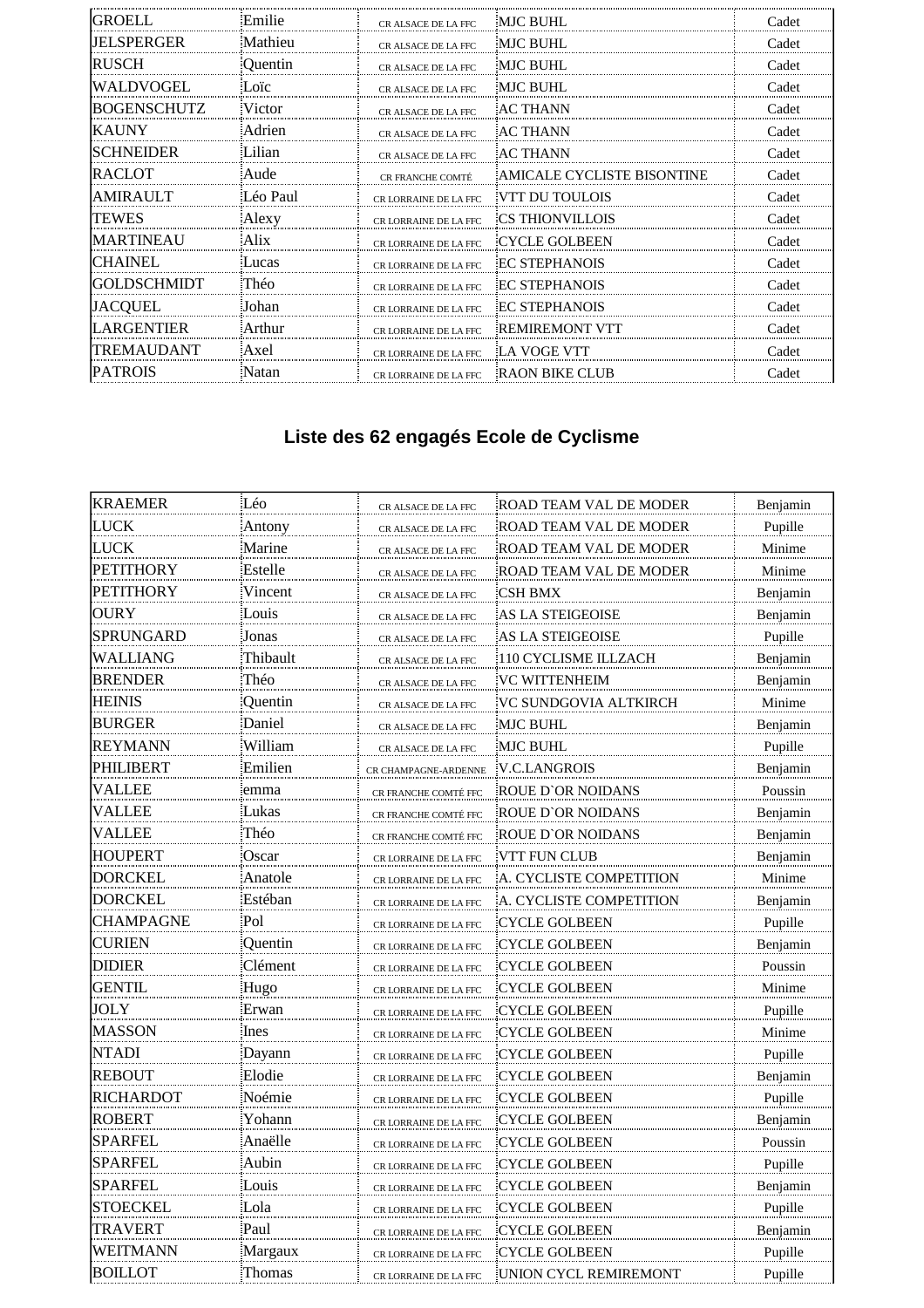| | | | | |
|---|---|---|---|---|
| GROELL | Emilie | CR ALSACE DE LA FFC | MJC BUHL | Cadet |
| JELSPERGER | Mathieu | CR ALSACE DE LA FFC | MJC BUHL | Cadet |
| RUSCH | Quentin | CR ALSACE DE LA FFC | MJC BUHL | Cadet |
| WALDVOGEL | Loïc | CR ALSACE DE LA FFC | MJC BUHL | Cadet |
| BOGENSCHUTZ | Victor | CR ALSACE DE LA FFC | AC THANN | Cadet |
| KAUNY | Adrien | CR ALSACE DE LA FFC | AC THANN | Cadet |
| SCHNEIDER | Lilian | CR ALSACE DE LA FFC | AC THANN | Cadet |
| RACLOT | Aude | CR FRANCHE COMTÉ | AMICALE CYCLISTE BISONTINE | Cadet |
| AMIRAULT | Léo Paul | CR LORRAINE DE LA FFC | VTT DU TOULOIS | Cadet |
| TEWES | Alexy | CR LORRAINE DE LA FFC | CS THIONVILLOIS | Cadet |
| MARTINEAU | Alix | CR LORRAINE DE LA FFC | CYCLE GOLBEEN | Cadet |
| CHAINEL | Lucas | CR LORRAINE DE LA FFC | EC STEPHANOIS | Cadet |
| GOLDSCHMIDT | Théo | CR LORRAINE DE LA FFC | EC STEPHANOIS | Cadet |
| JACQUEL | Johan | CR LORRAINE DE LA FFC | EC STEPHANOIS | Cadet |
| LARGENTIER | Arthur | CR LORRAINE DE LA FFC | REMIREMONT VTT | Cadet |
| TREMAUDANT | Axel | CR LORRAINE DE LA FFC | LA VOGE VTT | Cadet |
| PATROIS | Natan | CR LORRAINE DE LA FFC | RAON BIKE CLUB | Cadet |

## Liste des 62 engagés Ecole de Cyclisme

| | | | | |
|---|---|---|---|---|
| KRAEMER | Léo | CR ALSACE DE LA FFC | ROAD TEAM VAL DE MODER | Benjamin |
| LUCK | Antony | CR ALSACE DE LA FFC | ROAD TEAM VAL DE MODER | Pupille |
| LUCK | Marine | CR ALSACE DE LA FFC | ROAD TEAM VAL DE MODER | Minime |
| PETITHORY | Estelle | CR ALSACE DE LA FFC | ROAD TEAM VAL DE MODER | Minime |
| PETITHORY | Vincent | CR ALSACE DE LA FFC | CSH BMX | Benjamin |
| OURY | Louis | CR ALSACE DE LA FFC | AS LA STEIGEOISE | Benjamin |
| SPRUNGARD | Jonas | CR ALSACE DE LA FFC | AS LA STEIGEOISE | Pupille |
| WALLIANG | Thibault | CR ALSACE DE LA FFC | 110 CYCLISME ILLZACH | Benjamin |
| BRENDER | Théo | CR ALSACE DE LA FFC | VC WITTENHEIM | Benjamin |
| HEINIS | Quentin | CR ALSACE DE LA FFC | VC SUNDGOVIA ALTKIRCH | Minime |
| BURGER | Daniel | CR ALSACE DE LA FFC | MJC BUHL | Benjamin |
| REYMANN | William | CR ALSACE DE LA FFC | MJC BUHL | Pupille |
| PHILIBERT | Emilien | CR CHAMPAGNE-ARDENNE | V.C.LANGROIS | Benjamin |
| VALLEE | emma | CR FRANCHE COMTÉ FFC | ROUE D`OR NOIDANS | Poussin |
| VALLEE | Lukas | CR FRANCHE COMTÉ FFC | ROUE D`OR NOIDANS | Benjamin |
| VALLEE | Théo | CR FRANCHE COMTÉ FFC | ROUE D`OR NOIDANS | Benjamin |
| HOUPERT | Oscar | CR LORRAINE DE LA FFC | VTT FUN CLUB | Benjamin |
| DORCKEL | Anatole | CR LORRAINE DE LA FFC | A. CYCLISTE COMPETITION | Minime |
| DORCKEL | Estéban | CR LORRAINE DE LA FFC | A. CYCLISTE COMPETITION | Benjamin |
| CHAMPAGNE | Pol | CR LORRAINE DE LA FFC | CYCLE GOLBEEN | Pupille |
| CURIEN | Quentin | CR LORRAINE DE LA FFC | CYCLE GOLBEEN | Benjamin |
| DIDIER | Clément | CR LORRAINE DE LA FFC | CYCLE GOLBEEN | Poussin |
| GENTIL | Hugo | CR LORRAINE DE LA FFC | CYCLE GOLBEEN | Minime |
| JOLY | Erwan | CR LORRAINE DE LA FFC | CYCLE GOLBEEN | Pupille |
| MASSON | Ines | CR LORRAINE DE LA FFC | CYCLE GOLBEEN | Minime |
| NTADI | Dayann | CR LORRAINE DE LA FFC | CYCLE GOLBEEN | Pupille |
| REBOUT | Elodie | CR LORRAINE DE LA FFC | CYCLE GOLBEEN | Benjamin |
| RICHARDOT | Noémie | CR LORRAINE DE LA FFC | CYCLE GOLBEEN | Pupille |
| ROBERT | Yohann | CR LORRAINE DE LA FFC | CYCLE GOLBEEN | Benjamin |
| SPARFEL | Anaëlle | CR LORRAINE DE LA FFC | CYCLE GOLBEEN | Poussin |
| SPARFEL | Aubin | CR LORRAINE DE LA FFC | CYCLE GOLBEEN | Pupille |
| SPARFEL | Louis | CR LORRAINE DE LA FFC | CYCLE GOLBEEN | Benjamin |
| STOECKEL | Lola | CR LORRAINE DE LA FFC | CYCLE GOLBEEN | Pupille |
| TRAVERT | Paul | CR LORRAINE DE LA FFC | CYCLE GOLBEEN | Benjamin |
| WEITMANN | Margaux | CR LORRAINE DE LA FFC | CYCLE GOLBEEN | Pupille |
| BOILLOT | Thomas | CR LORRAINE DE LA FFC | UNION CYCL REMIREMONT | Pupille |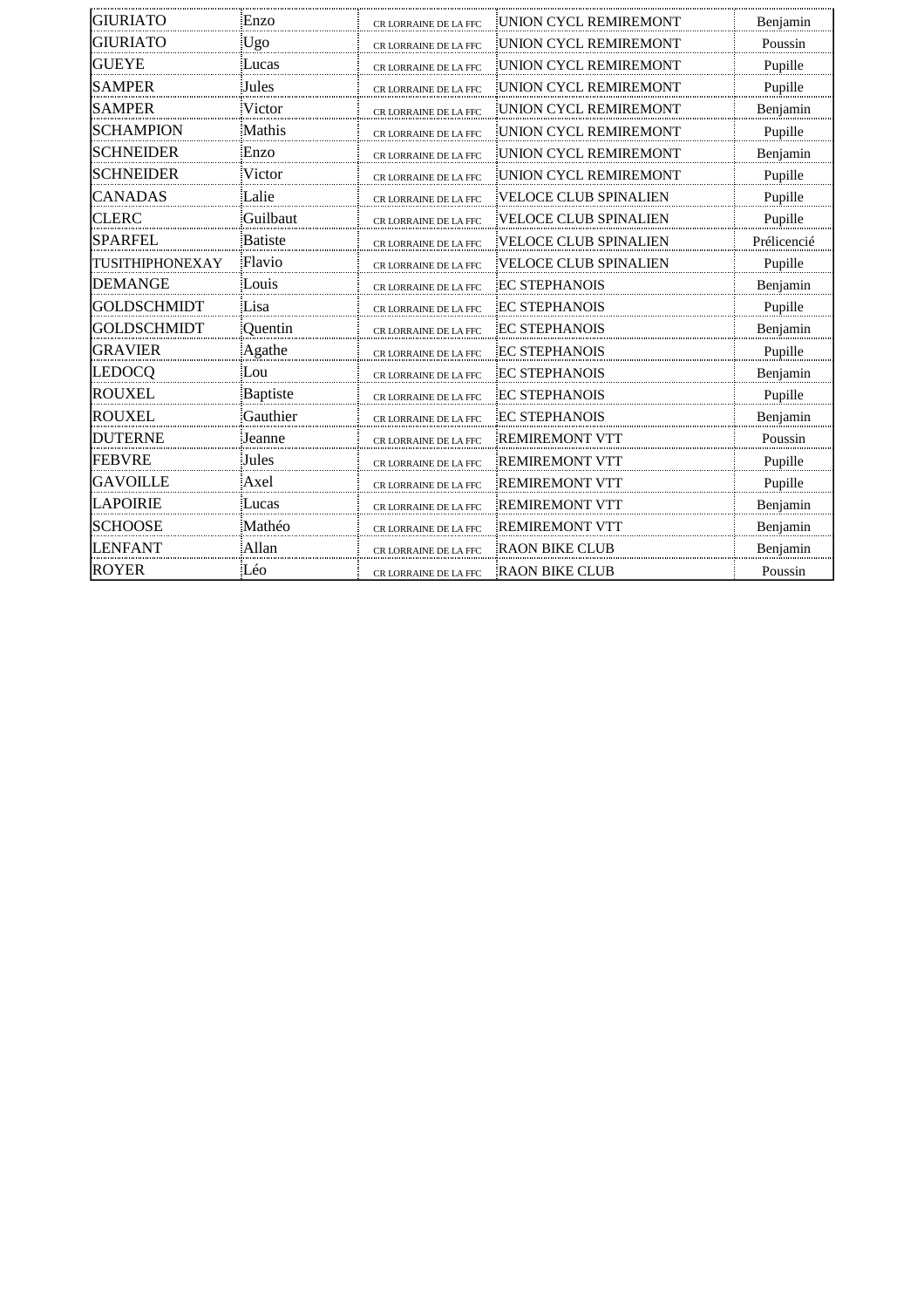| | | | | |
|---|---|---|---|---|
| GIURIATO | Enzo | CR LORRAINE DE LA FFC | UNION CYCL REMIREMONT | Benjamin |
| GIURIATO | Ugo | CR LORRAINE DE LA FFC | UNION CYCL REMIREMONT | Poussin |
| GUEYE | Lucas | CR LORRAINE DE LA FFC | UNION CYCL REMIREMONT | Pupille |
| SAMPER | Jules | CR LORRAINE DE LA FFC | UNION CYCL REMIREMONT | Pupille |
| SAMPER | Victor | CR LORRAINE DE LA FFC | UNION CYCL REMIREMONT | Benjamin |
| SCHAMPION | Mathis | CR LORRAINE DE LA FFC | UNION CYCL REMIREMONT | Pupille |
| SCHNEIDER | Enzo | CR LORRAINE DE LA FFC | UNION CYCL REMIREMONT | Benjamin |
| SCHNEIDER | Victor | CR LORRAINE DE LA FFC | UNION CYCL REMIREMONT | Pupille |
| CANADAS | Lalie | CR LORRAINE DE LA FFC | VELOCE CLUB SPINALIEN | Pupille |
| CLERC | Guilbaut | CR LORRAINE DE LA FFC | VELOCE CLUB SPINALIEN | Pupille |
| SPARFEL | Batiste | CR LORRAINE DE LA FFC | VELOCE CLUB SPINALIEN | Prélicencié |
| TUSITHIPHONEXAY | Flavio | CR LORRAINE DE LA FFC | VELOCE CLUB SPINALIEN | Pupille |
| DEMANGE | Louis | CR LORRAINE DE LA FFC | EC STEPHANOIS | Benjamin |
| GOLDSCHMIDT | Lisa | CR LORRAINE DE LA FFC | EC STEPHANOIS | Pupille |
| GOLDSCHMIDT | Quentin | CR LORRAINE DE LA FFC | EC STEPHANOIS | Benjamin |
| GRAVIER | Agathe | CR LORRAINE DE LA FFC | EC STEPHANOIS | Pupille |
| LEDOCQ | Lou | CR LORRAINE DE LA FFC | EC STEPHANOIS | Benjamin |
| ROUXEL | Baptiste | CR LORRAINE DE LA FFC | EC STEPHANOIS | Pupille |
| ROUXEL | Gauthier | CR LORRAINE DE LA FFC | EC STEPHANOIS | Benjamin |
| DUTERNE | Jeanne | CR LORRAINE DE LA FFC | REMIREMONT VTT | Poussin |
| FEBVRE | Jules | CR LORRAINE DE LA FFC | REMIREMONT VTT | Pupille |
| GAVOILLE | Axel | CR LORRAINE DE LA FFC | REMIREMONT VTT | Pupille |
| LAPOIRIE | Lucas | CR LORRAINE DE LA FFC | REMIREMONT VTT | Benjamin |
| SCHOOSE | Mathéo | CR LORRAINE DE LA FFC | REMIREMONT VTT | Benjamin |
| LENFANT | Allan | CR LORRAINE DE LA FFC | RAON BIKE CLUB | Benjamin |
| ROYER | Léo | CR LORRAINE DE LA FFC | RAON BIKE CLUB | Poussin |